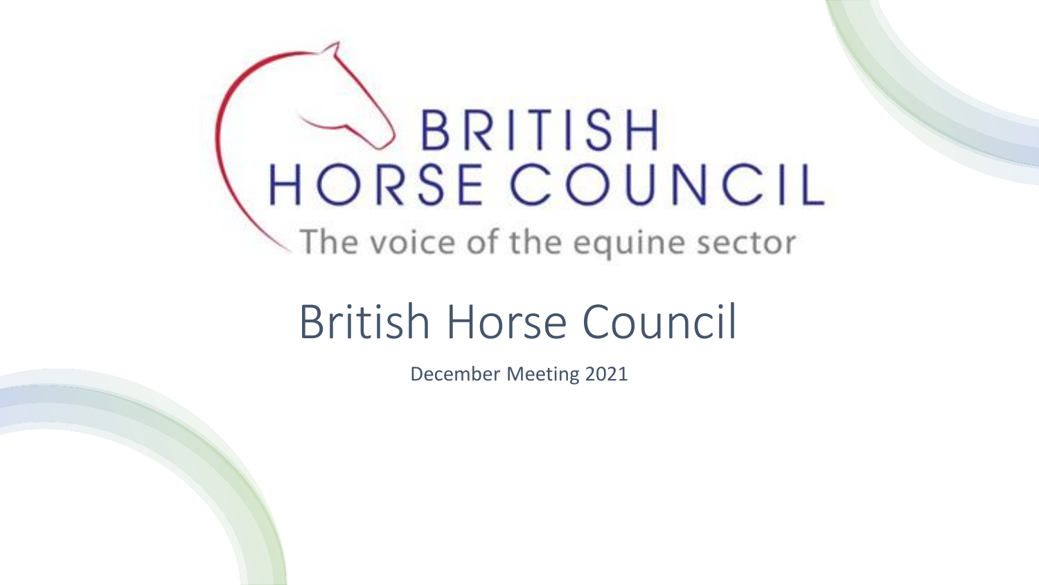BRITISH HORSE COUNCIL

The voice of the equine sector

# British Horse Council

December Meeting 2021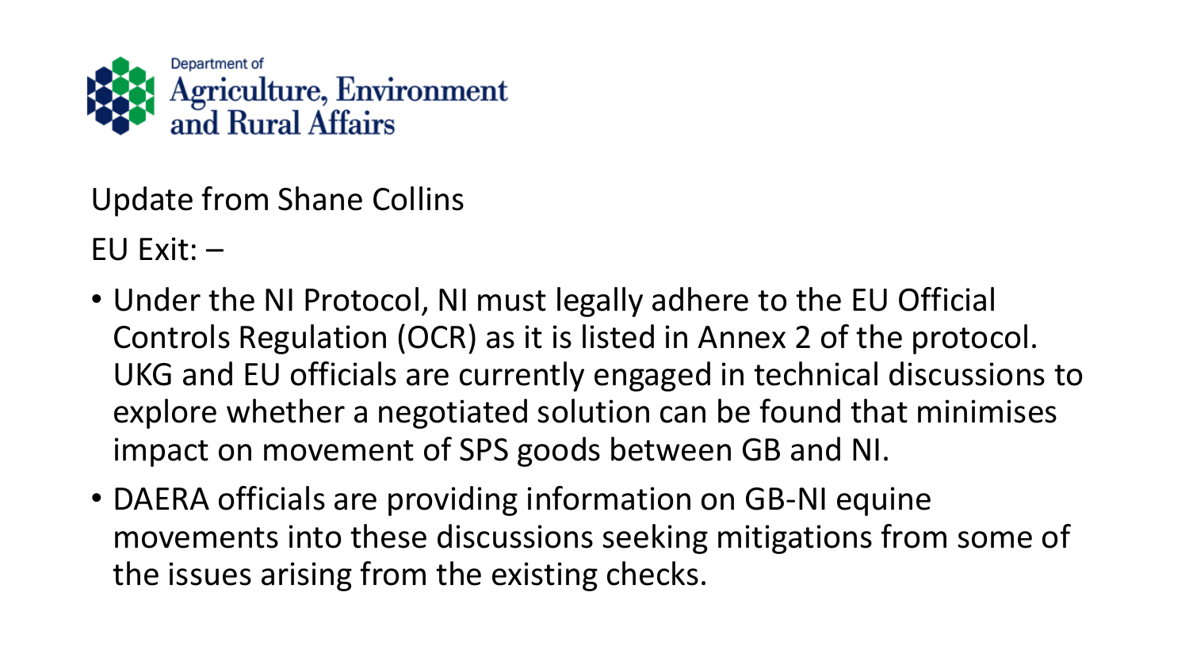Department of
Agriculture, Environment
and Rural Affairs

Update from Shane Collins

EU Exit: –

- Under the NI Protocol, NI must legally adhere to the EU Official Controls Regulation (OCR) as it is listed in Annex 2 of the protocol. UKG and EU officials are currently engaged in technical discussions to explore whether a negotiated solution can be found that minimises impact on movement of SPS goods between GB and NI.
- DAERA officials are providing information on GB-NI equine movements into these discussions seeking mitigations from some of the issues arising from the existing checks.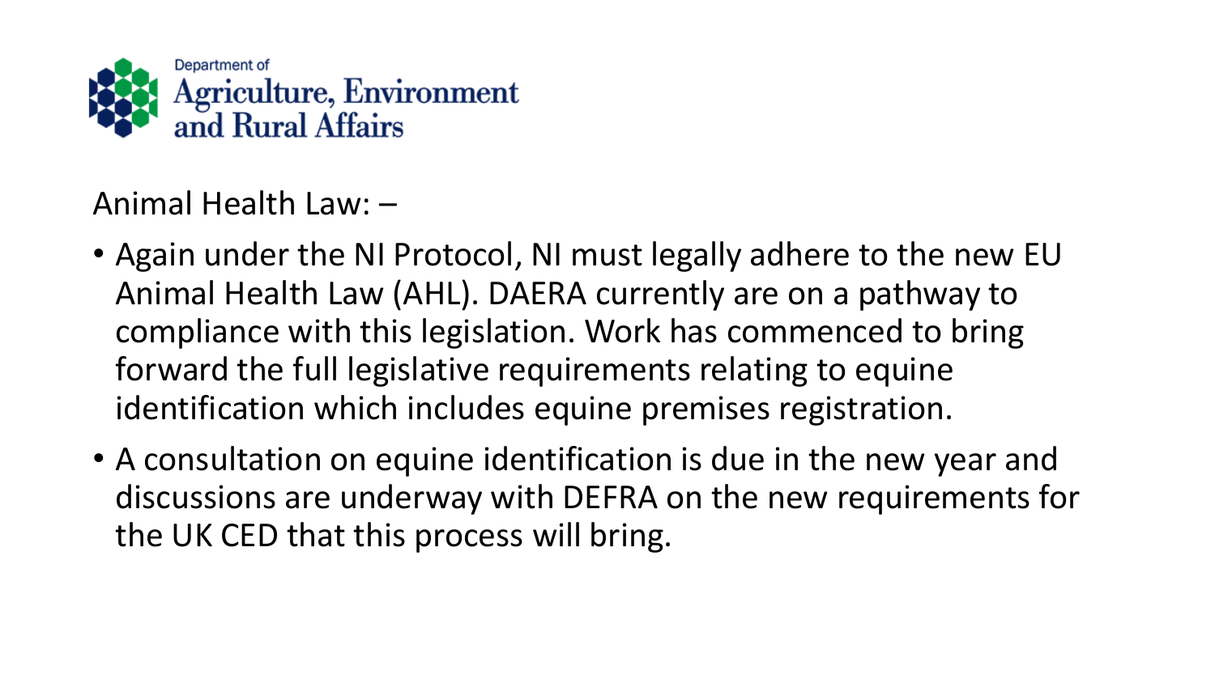Department of Agriculture, Environment and Rural Affairs

Animal Health Law: –

- Again under the NI Protocol, NI must legally adhere to the new EU Animal Health Law (AHL). DAERA currently are on a pathway to compliance with this legislation. Work has commenced to bring forward the full legislative requirements relating to equine identification which includes equine premises registration.
- A consultation on equine identification is due in the new year and discussions are underway with DEFRA on the new requirements for the UK CED that this process will bring.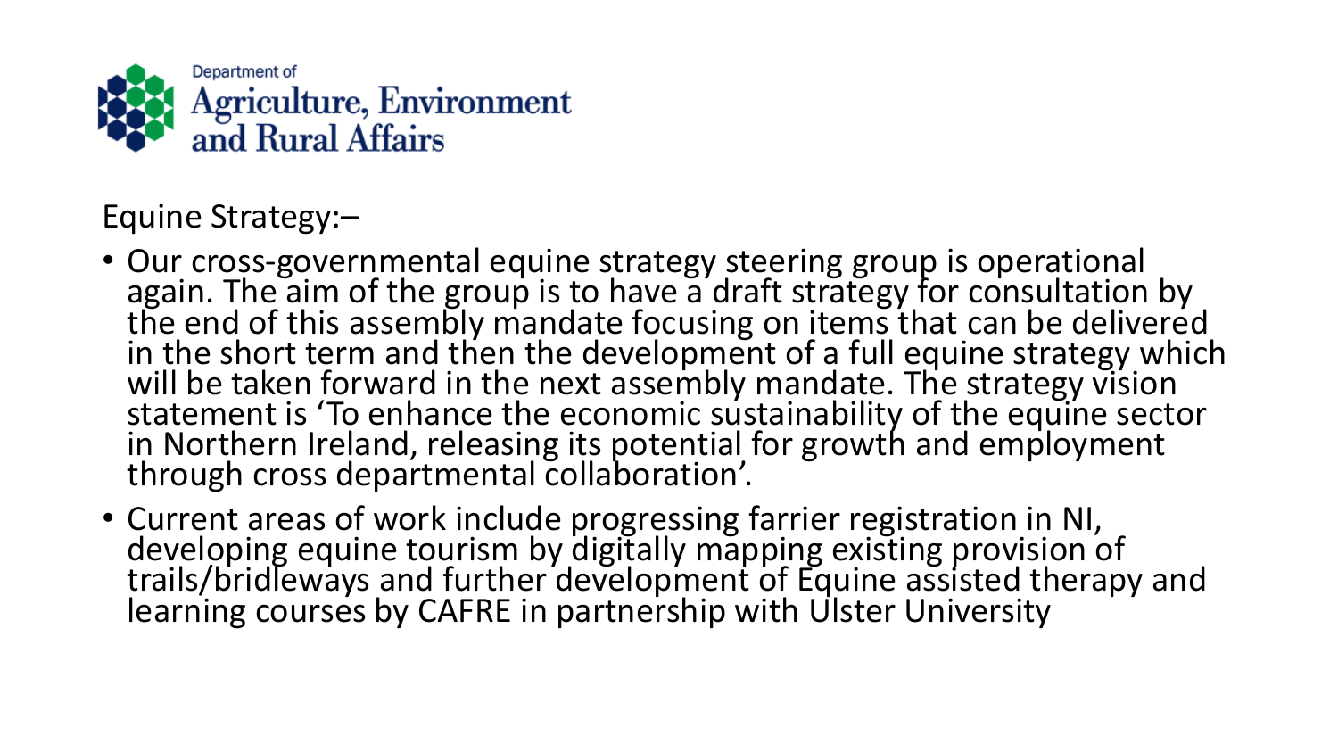Department of
Agriculture, Environment
and Rural Affairs

Equine Strategy:–

- Our cross-governmental equine strategy steering group is operational again. The aim of the group is to have a draft strategy for consultation by the end of this assembly mandate focusing on items that can be delivered in the short term and then the development of a full equine strategy which will be taken forward in the next assembly mandate. The strategy vision statement is 'To enhance the economic sustainability of the equine sector in Northern Ireland, releasing its potential for growth and employment through cross departmental collaboration'.
- Current areas of work include progressing farrier registration in NI, developing equine tourism by digitally mapping existing provision of trails/bridleways and further development of Equine assisted therapy and learning courses by CAFRE in partnership with Ulster University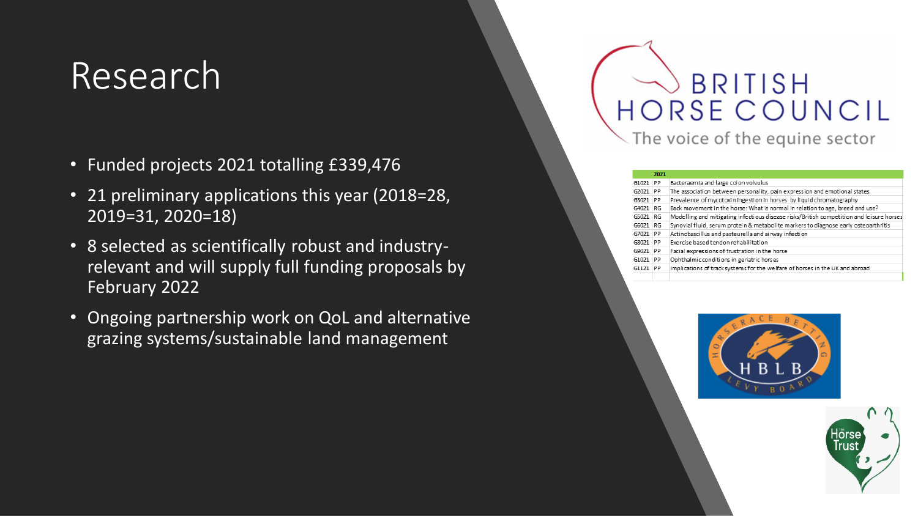# Research

- Funded projects 2021 totalling £339,476
- 21 preliminary applications this year (2018=28, 2019=31, 2020=18)
- 8 selected as scientifically robust and industry-relevant and will supply full funding proposals by February 2022
- Ongoing partnership work on QoL and alternative grazing systems/sustainable land management

| | 2021 | |
|---|---|---|
| G1021 | PP | Bacteraemia and large colon volvulus |
| G2021 | PP | The association between personality, pain expression and emotional states |
| G3021 | PP | Prevalence of mycotoxin ingestion in horses by liquid chromatography |
| G4021 | RG | Back movement in the horse: What is normal in relation to age, breed and use? |
| G5021 | RG | Modelling and mitigating infectious disease risks/British competition and leisure horses |
| G6021 | RG | Synovial fluid, serum protein & metabolite markers to diagnose early osteoarthritis |
| G7021 | PP | Actinobacillus and pasteurella and airway infection |
| G8021 | PP | Exercise based tendon rehabilitation |
| G9021 | PP | Facial expressions of frustration in the horse |
| G1021 | PP | Ophthalmic conditions in geriatric horses |
| G1121 | PP | Implications of track systems for the welfare of horses in the UK and abroad |

BRITISH HORSE COUNCIL
The voice of the equine sector

HBLB HORSERACE BETTING LEVY BOARD

The Horse Trust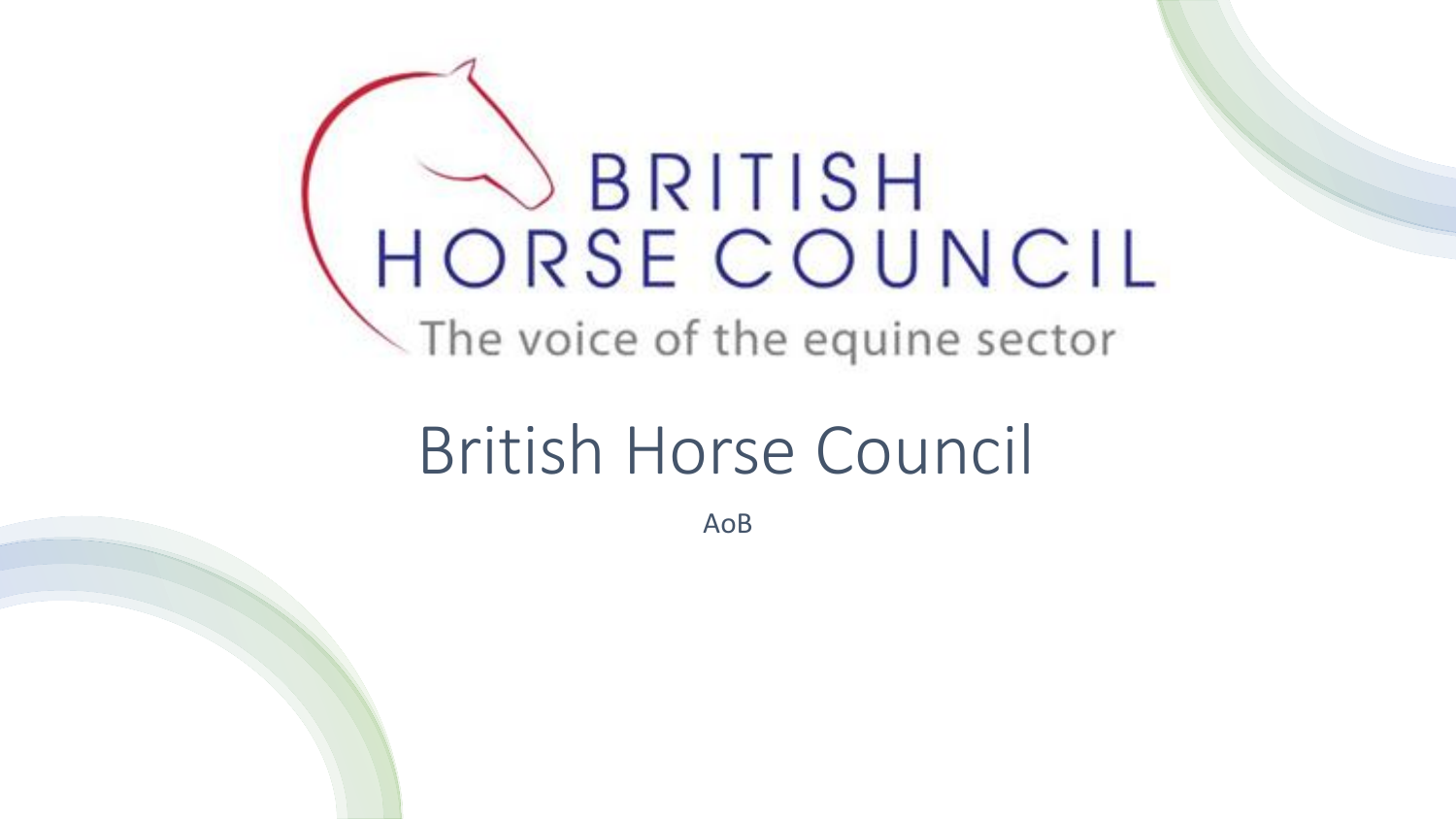BRITISH HORSE COUNCIL

The voice of the equine sector

# British Horse Council

AoB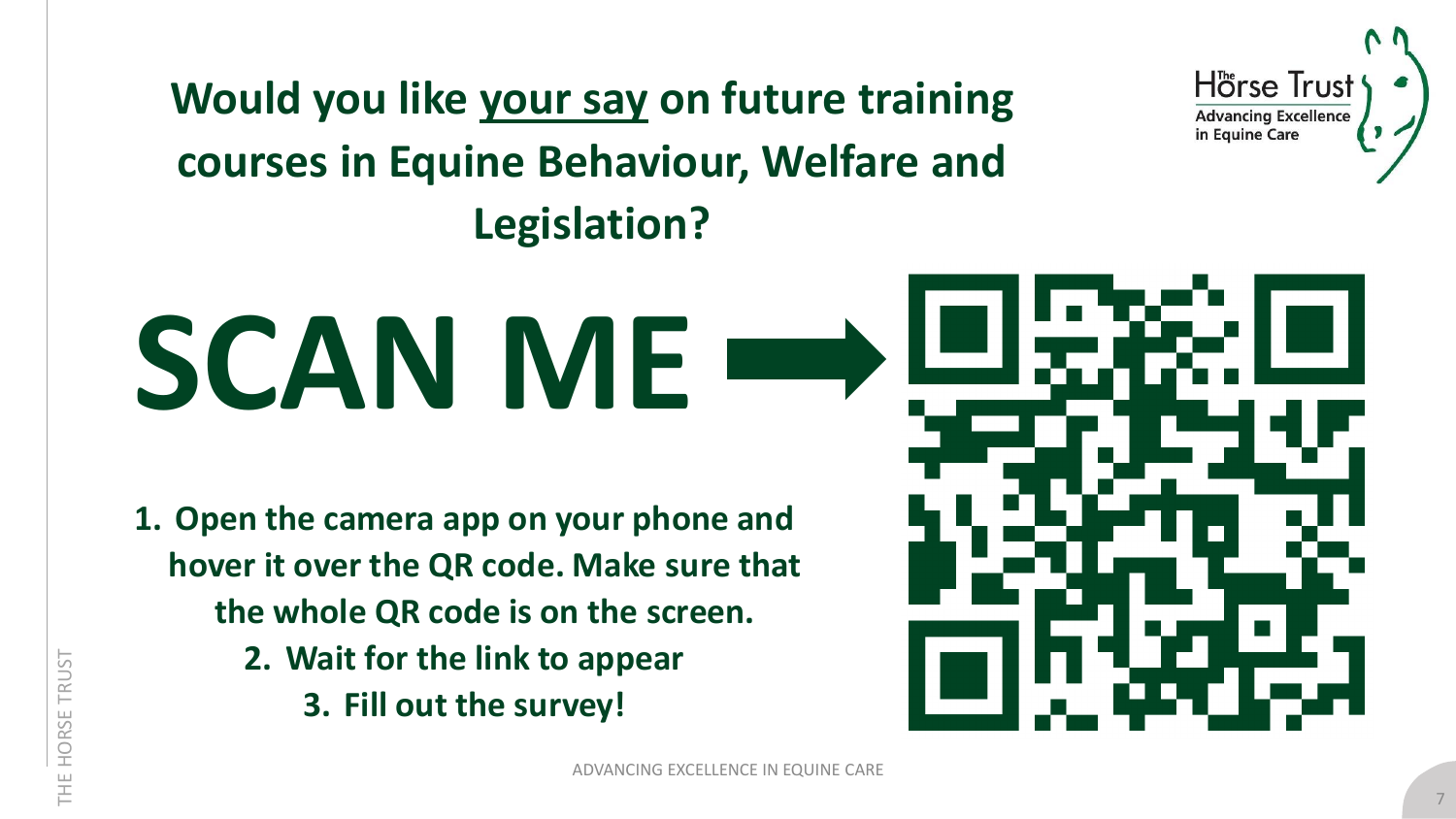# Would you like <u>your say</u> on future training courses in Equine Behaviour, Welfare and Legislation?

# SCAN ME

1. Open the camera app on your phone and hover it over the QR code. Make sure that the whole QR code is on the screen.
2. Wait for the link to appear
3. Fill out the survey!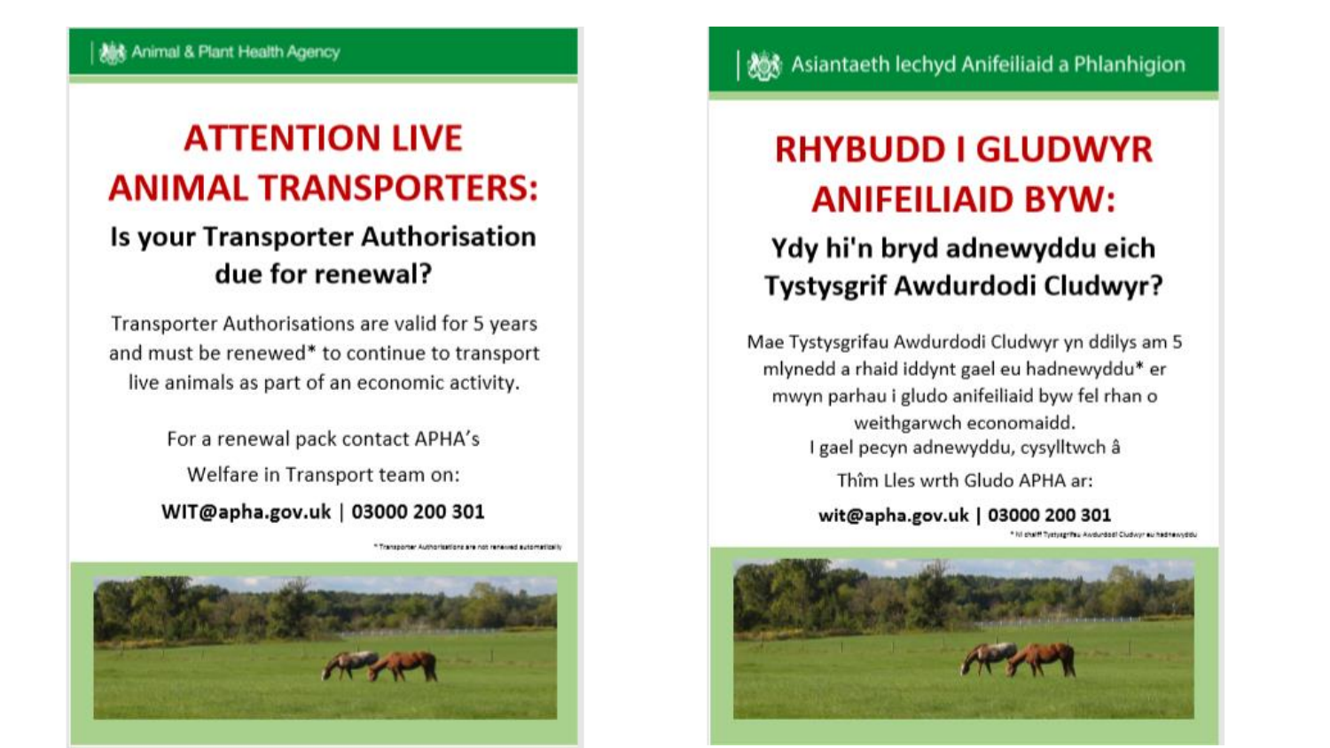Animal & Plant Health Agency

# ATTENTION LIVE ANIMAL TRANSPORTERS:

## Is your Transporter Authorisation due for renewal?

Transporter Authorisations are valid for 5 years and must be renewed* to continue to transport live animals as part of an economic activity.

For a renewal pack contact APHA's Welfare in Transport team on:

**WIT@apha.gov.uk | 03000 200 301**

* Transporter Authorisations are not renewed automatically

Asiantaeth Iechyd Anifeiliaid a Phlanhigion

# RHYBUDD I GLUDWYR ANIFEILIAID BYW:

## Ydy hi'n bryd adnewyddu eich Tystysgrif Awdurdodi Cludwyr?

Mae Tystysgrifau Awdurdodi Cludwyr yn ddilys am 5 mlynedd a rhaid iddynt gael eu hadnewyddu* er mwyn parhau i gludo anifeiliaid byw fel rhan o weithgarwch economaidd.

I gael pecyn adnewyddu, cysylltwch â

Thîm Lles wrth Gludo APHA ar:

**wit@apha.gov.uk | 03000 200 301**

* Ni chaiff Tystysgrifau Awdurdodi Cludwyr eu hadnewyddu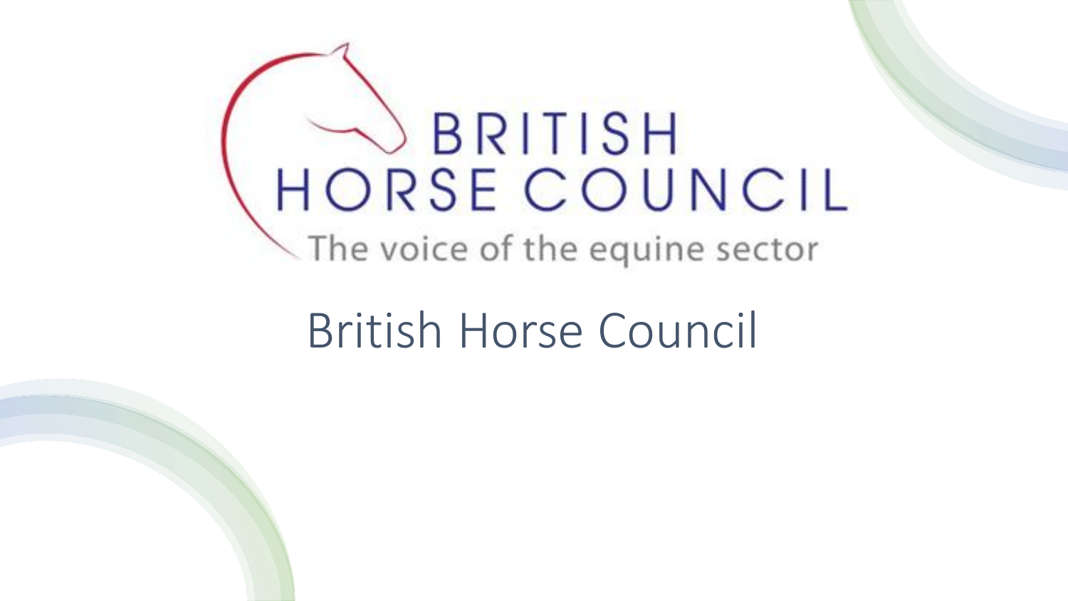BRITISH HORSE COUNCIL

The voice of the equine sector

# British Horse Council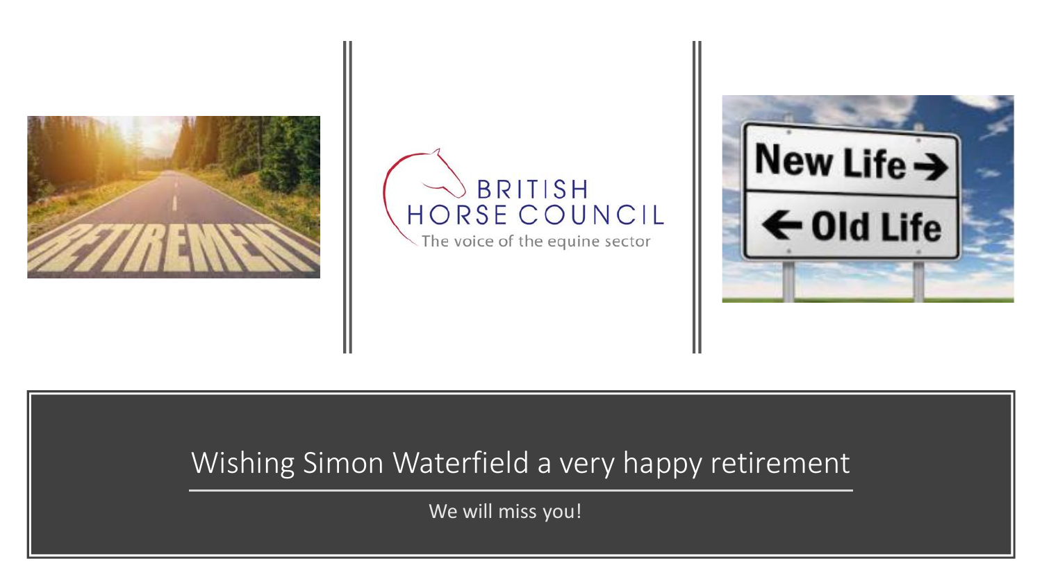BRITISH HORSE COUNCIL

The voice of the equine sector

Wishing Simon Waterfield a very happy retirement

We will miss you!